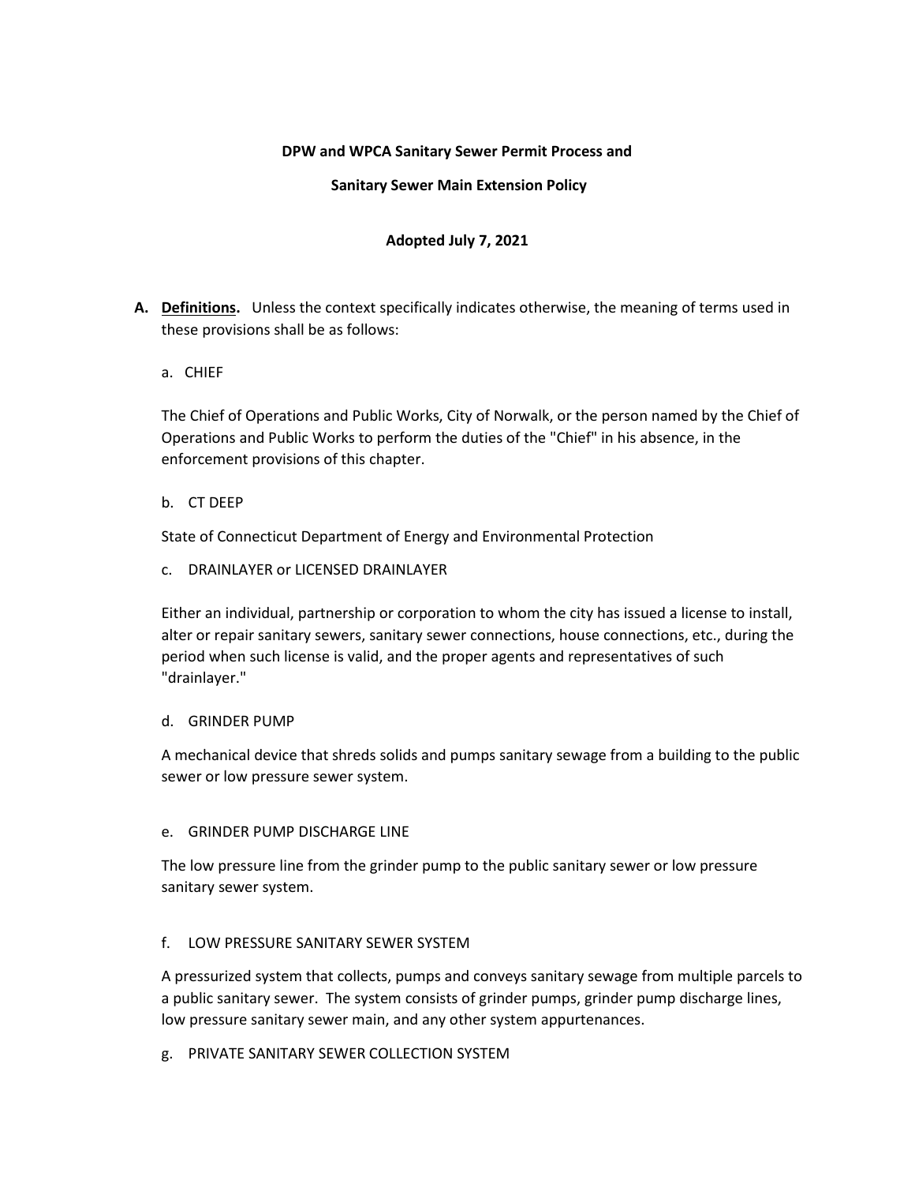**DPW and WPCA Sanitary Sewer Permit Process and**

**Sanitary Sewer Main Extension Policy**

**Adopted July 7, 2021**

**A. Definitions.** Unless the context specifically indicates otherwise, the meaning of terms used in these provisions shall be as follows:

a. CHIEF

The Chief of Operations and Public Works, City of Norwalk, or the person named by the Chief of Operations and Public Works to perform the duties of the "Chief" in his absence, in the enforcement provisions of this chapter.

b. CT DEEP

State of Connecticut Department of Energy and Environmental Protection

c. DRAINLAYER or LICENSED DRAINLAYER

Either an individual, partnership or corporation to whom the city has issued a license to install, alter or repair sanitary sewers, sanitary sewer connections, house connections, etc., during the period when such license is valid, and the proper agents and representatives of such "drainlayer."

d. GRINDER PUMP

A mechanical device that shreds solids and pumps sanitary sewage from a building to the public sewer or low pressure sewer system.

e. GRINDER PUMP DISCHARGE LINE

The low pressure line from the grinder pump to the public sanitary sewer or low pressure sanitary sewer system.

f. LOW PRESSURE SANITARY SEWER SYSTEM

A pressurized system that collects, pumps and conveys sanitary sewage from multiple parcels to a public sanitary sewer. The system consists of grinder pumps, grinder pump discharge lines, low pressure sanitary sewer main, and any other system appurtenances.

g. PRIVATE SANITARY SEWER COLLECTION SYSTEM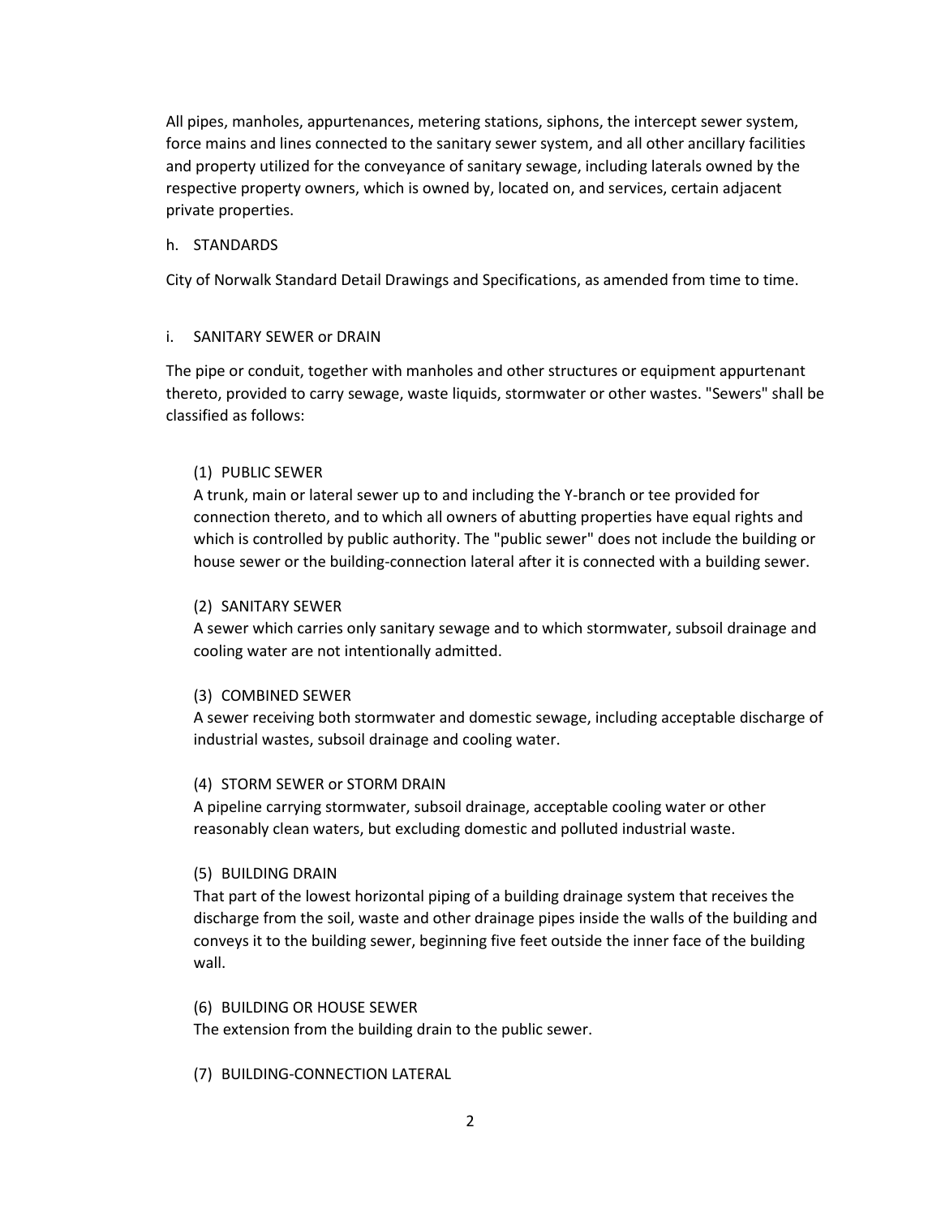All pipes, manholes, appurtenances, metering stations, siphons, the intercept sewer system, force mains and lines connected to the sanitary sewer system, and all other ancillary facilities and property utilized for the conveyance of sanitary sewage, including laterals owned by the respective property owners, which is owned by, located on, and services, certain adjacent private properties.

h. STANDARDS

City of Norwalk Standard Detail Drawings and Specifications, as amended from time to time.

i. SANITARY SEWER or DRAIN

The pipe or conduit, together with manholes and other structures or equipment appurtenant thereto, provided to carry sewage, waste liquids, stormwater or other wastes. "Sewers" shall be classified as follows:

(1) PUBLIC SEWER
A trunk, main or lateral sewer up to and including the Y-branch or tee provided for connection thereto, and to which all owners of abutting properties have equal rights and which is controlled by public authority. The "public sewer" does not include the building or house sewer or the building-connection lateral after it is connected with a building sewer.

(2) SANITARY SEWER
A sewer which carries only sanitary sewage and to which stormwater, subsoil drainage and cooling water are not intentionally admitted.

(3) COMBINED SEWER
A sewer receiving both stormwater and domestic sewage, including acceptable discharge of industrial wastes, subsoil drainage and cooling water.

(4) STORM SEWER or STORM DRAIN
A pipeline carrying stormwater, subsoil drainage, acceptable cooling water or other reasonably clean waters, but excluding domestic and polluted industrial waste.

(5) BUILDING DRAIN
That part of the lowest horizontal piping of a building drainage system that receives the discharge from the soil, waste and other drainage pipes inside the walls of the building and conveys it to the building sewer, beginning five feet outside the inner face of the building wall.

(6) BUILDING OR HOUSE SEWER
The extension from the building drain to the public sewer.

(7) BUILDING-CONNECTION LATERAL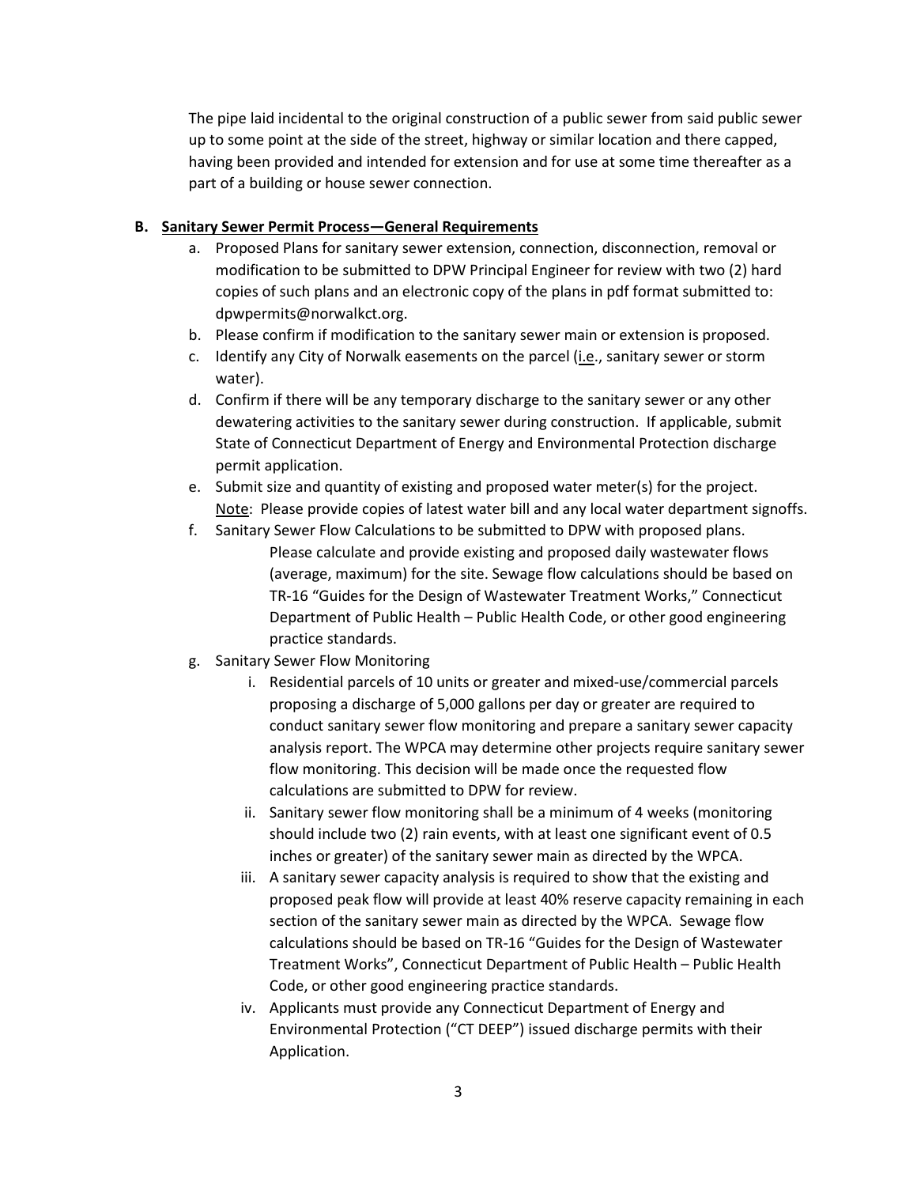The pipe laid incidental to the original construction of a public sewer from said public sewer up to some point at the side of the street, highway or similar location and there capped, having been provided and intended for extension and for use at some time thereafter as a part of a building or house sewer connection.

**B. Sanitary Sewer Permit Process—General Requirements**

a. Proposed Plans for sanitary sewer extension, connection, disconnection, removal or modification to be submitted to DPW Principal Engineer for review with two (2) hard copies of such plans and an electronic copy of the plans in pdf format submitted to: dpwpermits@norwalkct.org.

b. Please confirm if modification to the sanitary sewer main or extension is proposed.

c. Identify any City of Norwalk easements on the parcel (i.e., sanitary sewer or storm water).

d. Confirm if there will be any temporary discharge to the sanitary sewer or any other dewatering activities to the sanitary sewer during construction. If applicable, submit State of Connecticut Department of Energy and Environmental Protection discharge permit application.

e. Submit size and quantity of existing and proposed water meter(s) for the project. Note: Please provide copies of latest water bill and any local water department signoffs.

f. Sanitary Sewer Flow Calculations to be submitted to DPW with proposed plans.

   Please calculate and provide existing and proposed daily wastewater flows (average, maximum) for the site. Sewage flow calculations should be based on TR-16 "Guides for the Design of Wastewater Treatment Works," Connecticut Department of Public Health – Public Health Code, or other good engineering practice standards.

g. Sanitary Sewer Flow Monitoring

   i. Residential parcels of 10 units or greater and mixed-use/commercial parcels proposing a discharge of 5,000 gallons per day or greater are required to conduct sanitary sewer flow monitoring and prepare a sanitary sewer capacity analysis report. The WPCA may determine other projects require sanitary sewer flow monitoring. This decision will be made once the requested flow calculations are submitted to DPW for review.

   ii. Sanitary sewer flow monitoring shall be a minimum of 4 weeks (monitoring should include two (2) rain events, with at least one significant event of 0.5 inches or greater) of the sanitary sewer main as directed by the WPCA.

   iii. A sanitary sewer capacity analysis is required to show that the existing and proposed peak flow will provide at least 40% reserve capacity remaining in each section of the sanitary sewer main as directed by the WPCA. Sewage flow calculations should be based on TR-16 "Guides for the Design of Wastewater Treatment Works", Connecticut Department of Public Health – Public Health Code, or other good engineering practice standards.

   iv. Applicants must provide any Connecticut Department of Energy and Environmental Protection ("CT DEEP") issued discharge permits with their Application.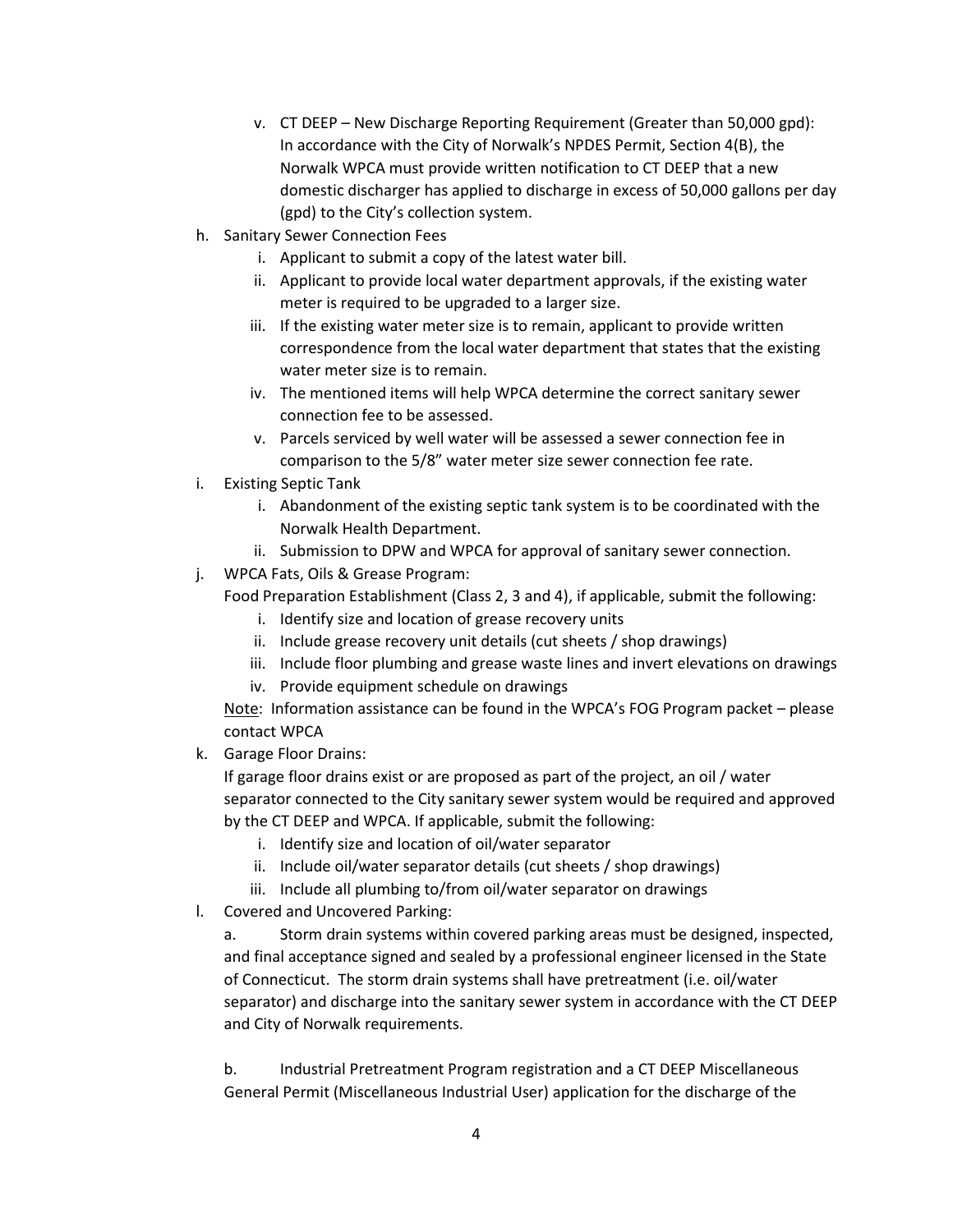v. CT DEEP – New Discharge Reporting Requirement (Greater than 50,000 gpd): In accordance with the City of Norwalk's NPDES Permit, Section 4(B), the Norwalk WPCA must provide written notification to CT DEEP that a new domestic discharger has applied to discharge in excess of 50,000 gallons per day (gpd) to the City's collection system.

h. Sanitary Sewer Connection Fees
    i. Applicant to submit a copy of the latest water bill.
    ii. Applicant to provide local water department approvals, if the existing water meter is required to be upgraded to a larger size.
    iii. If the existing water meter size is to remain, applicant to provide written correspondence from the local water department that states that the existing water meter size is to remain.
    iv. The mentioned items will help WPCA determine the correct sanitary sewer connection fee to be assessed.
    v. Parcels serviced by well water will be assessed a sewer connection fee in comparison to the 5/8" water meter size sewer connection fee rate.

i. Existing Septic Tank
    i. Abandonment of the existing septic tank system is to be coordinated with the Norwalk Health Department.
    ii. Submission to DPW and WPCA for approval of sanitary sewer connection.

j. WPCA Fats, Oils & Grease Program:
   Food Preparation Establishment (Class 2, 3 and 4), if applicable, submit the following:
    i. Identify size and location of grease recovery units
    ii. Include grease recovery unit details (cut sheets / shop drawings)
    iii. Include floor plumbing and grease waste lines and invert elevations on drawings
    iv. Provide equipment schedule on drawings

   Note: Information assistance can be found in the WPCA's FOG Program packet – please contact WPCA

k. Garage Floor Drains:
   If garage floor drains exist or are proposed as part of the project, an oil / water separator connected to the City sanitary sewer system would be required and approved by the CT DEEP and WPCA. If applicable, submit the following:
    i. Identify size and location of oil/water separator
    ii. Include oil/water separator details (cut sheets / shop drawings)
    iii. Include all plumbing to/from oil/water separator on drawings

l. Covered and Uncovered Parking:

   a. Storm drain systems within covered parking areas must be designed, inspected, and final acceptance signed and sealed by a professional engineer licensed in the State of Connecticut. The storm drain systems shall have pretreatment (i.e. oil/water separator) and discharge into the sanitary sewer system in accordance with the CT DEEP and City of Norwalk requirements.

   b. Industrial Pretreatment Program registration and a CT DEEP Miscellaneous General Permit (Miscellaneous Industrial User) application for the discharge of the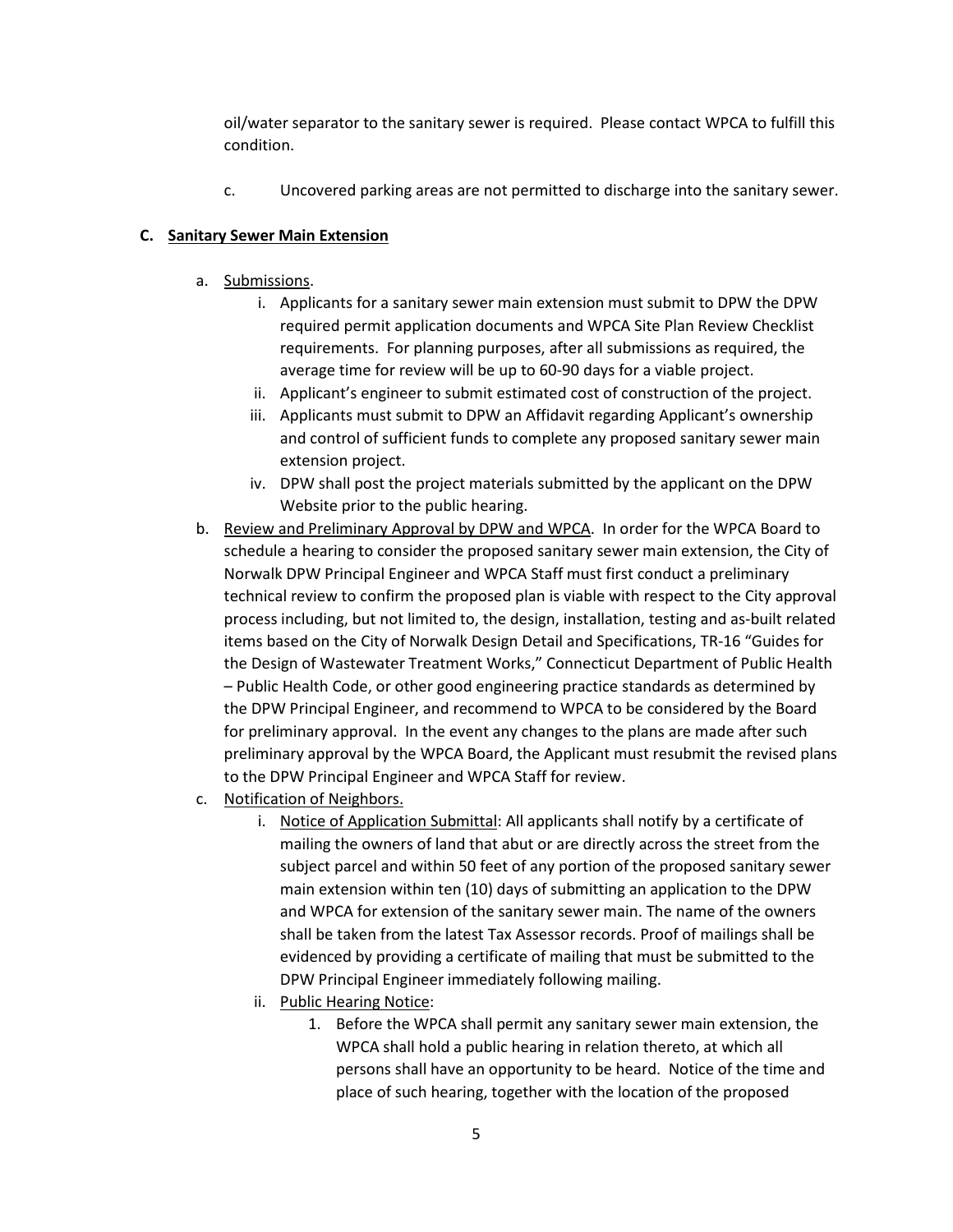oil/water separator to the sanitary sewer is required. Please contact WPCA to fulfill this condition.

c. Uncovered parking areas are not permitted to discharge into the sanitary sewer.

**C. <u>Sanitary Sewer Main Extension</u>**

a. <u>Submissions</u>.
   i. Applicants for a sanitary sewer main extension must submit to DPW the DPW required permit application documents and WPCA Site Plan Review Checklist requirements. For planning purposes, after all submissions as required, the average time for review will be up to 60-90 days for a viable project.
   ii. Applicant's engineer to submit estimated cost of construction of the project.
   iii. Applicants must submit to DPW an Affidavit regarding Applicant's ownership and control of sufficient funds to complete any proposed sanitary sewer main extension project.
   iv. DPW shall post the project materials submitted by the applicant on the DPW Website prior to the public hearing.

b. <u>Review and Preliminary Approval by DPW and WPCA</u>. In order for the WPCA Board to schedule a hearing to consider the proposed sanitary sewer main extension, the City of Norwalk DPW Principal Engineer and WPCA Staff must first conduct a preliminary technical review to confirm the proposed plan is viable with respect to the City approval process including, but not limited to, the design, installation, testing and as-built related items based on the City of Norwalk Design Detail and Specifications, TR-16 "Guides for the Design of Wastewater Treatment Works," Connecticut Department of Public Health – Public Health Code, or other good engineering practice standards as determined by the DPW Principal Engineer, and recommend to WPCA to be considered by the Board for preliminary approval. In the event any changes to the plans are made after such preliminary approval by the WPCA Board, the Applicant must resubmit the revised plans to the DPW Principal Engineer and WPCA Staff for review.

c. <u>Notification of Neighbors.</u>
   i. <u>Notice of Application Submittal</u>: All applicants shall notify by a certificate of mailing the owners of land that abut or are directly across the street from the subject parcel and within 50 feet of any portion of the proposed sanitary sewer main extension within ten (10) days of submitting an application to the DPW and WPCA for extension of the sanitary sewer main. The name of the owners shall be taken from the latest Tax Assessor records. Proof of mailings shall be evidenced by providing a certificate of mailing that must be submitted to the DPW Principal Engineer immediately following mailing.
   ii. <u>Public Hearing Notice</u>:
      1. Before the WPCA shall permit any sanitary sewer main extension, the WPCA shall hold a public hearing in relation thereto, at which all persons shall have an opportunity to be heard. Notice of the time and place of such hearing, together with the location of the proposed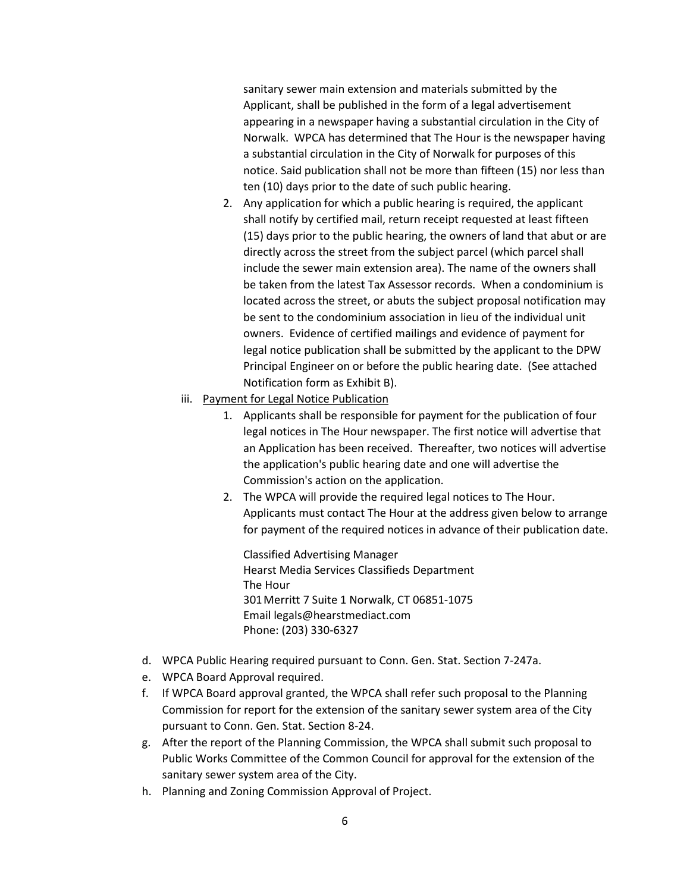sanitary sewer main extension and materials submitted by the Applicant, shall be published in the form of a legal advertisement appearing in a newspaper having a substantial circulation in the City of Norwalk. WPCA has determined that The Hour is the newspaper having a substantial circulation in the City of Norwalk for purposes of this notice. Said publication shall not be more than fifteen (15) nor less than ten (10) days prior to the date of such public hearing.

2. Any application for which a public hearing is required, the applicant shall notify by certified mail, return receipt requested at least fifteen (15) days prior to the public hearing, the owners of land that abut or are directly across the street from the subject parcel (which parcel shall include the sewer main extension area). The name of the owners shall be taken from the latest Tax Assessor records. When a condominium is located across the street, or abuts the subject proposal notification may be sent to the condominium association in lieu of the individual unit owners. Evidence of certified mailings and evidence of payment for legal notice publication shall be submitted by the applicant to the DPW Principal Engineer on or before the public hearing date. (See attached Notification form as Exhibit B).

iii. <u>Payment for Legal Notice Publication</u>

1. Applicants shall be responsible for payment for the publication of four legal notices in The Hour newspaper. The first notice will advertise that an Application has been received. Thereafter, two notices will advertise the application's public hearing date and one will advertise the Commission's action on the application.
2. The WPCA will provide the required legal notices to The Hour. Applicants must contact The Hour at the address given below to arrange for payment of the required notices in advance of their publication date.

   Classified Advertising Manager
   Hearst Media Services Classifieds Department
   The Hour
   301 Merritt 7 Suite 1 Norwalk, CT 06851-1075
   Email legals@hearstmediact.com
   Phone: (203) 330-6327

d. WPCA Public Hearing required pursuant to Conn. Gen. Stat. Section 7-247a.
e. WPCA Board Approval required.
f. If WPCA Board approval granted, the WPCA shall refer such proposal to the Planning Commission for report for the extension of the sanitary sewer system area of the City pursuant to Conn. Gen. Stat. Section 8-24.
g. After the report of the Planning Commission, the WPCA shall submit such proposal to Public Works Committee of the Common Council for approval for the extension of the sanitary sewer system area of the City.
h. Planning and Zoning Commission Approval of Project.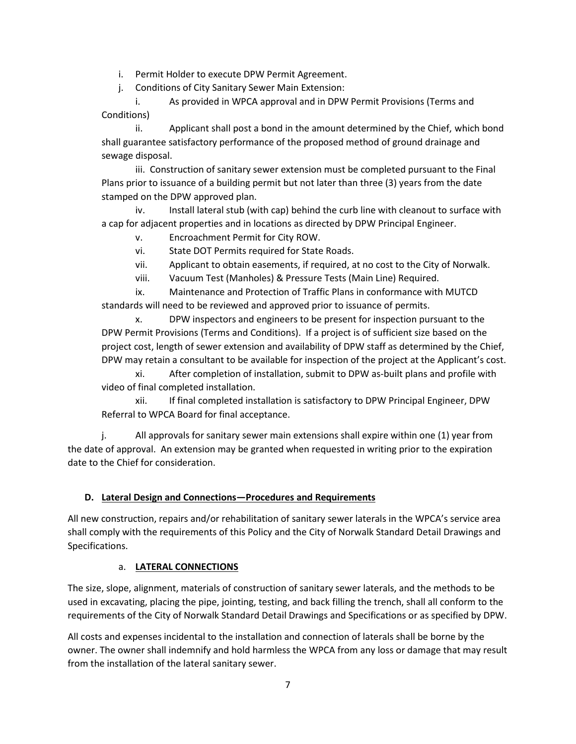i. Permit Holder to execute DPW Permit Agreement.

j. Conditions of City Sanitary Sewer Main Extension:

i. As provided in WPCA approval and in DPW Permit Provisions (Terms and Conditions)

ii. Applicant shall post a bond in the amount determined by the Chief, which bond shall guarantee satisfactory performance of the proposed method of ground drainage and sewage disposal.

iii. Construction of sanitary sewer extension must be completed pursuant to the Final Plans prior to issuance of a building permit but not later than three (3) years from the date stamped on the DPW approved plan.

iv. Install lateral stub (with cap) behind the curb line with cleanout to surface with a cap for adjacent properties and in locations as directed by DPW Principal Engineer.

v. Encroachment Permit for City ROW.

vi. State DOT Permits required for State Roads.

vii. Applicant to obtain easements, if required, at no cost to the City of Norwalk.

viii. Vacuum Test (Manholes) & Pressure Tests (Main Line) Required.

ix. Maintenance and Protection of Traffic Plans in conformance with MUTCD standards will need to be reviewed and approved prior to issuance of permits.

x. DPW inspectors and engineers to be present for inspection pursuant to the DPW Permit Provisions (Terms and Conditions). If a project is of sufficient size based on the project cost, length of sewer extension and availability of DPW staff as determined by the Chief, DPW may retain a consultant to be available for inspection of the project at the Applicant's cost.

xi. After completion of installation, submit to DPW as-built plans and profile with video of final completed installation.

xii. If final completed installation is satisfactory to DPW Principal Engineer, DPW Referral to WPCA Board for final acceptance.

j. All approvals for sanitary sewer main extensions shall expire within one (1) year from the date of approval. An extension may be granted when requested in writing prior to the expiration date to the Chief for consideration.

### D. Lateral Design and Connections—Procedures and Requirements

All new construction, repairs and/or rehabilitation of sanitary sewer laterals in the WPCA's service area shall comply with the requirements of this Policy and the City of Norwalk Standard Detail Drawings and Specifications.

#### a. LATERAL CONNECTIONS

The size, slope, alignment, materials of construction of sanitary sewer laterals, and the methods to be used in excavating, placing the pipe, jointing, testing, and back filling the trench, shall all conform to the requirements of the City of Norwalk Standard Detail Drawings and Specifications or as specified by DPW.

All costs and expenses incidental to the installation and connection of laterals shall be borne by the owner. The owner shall indemnify and hold harmless the WPCA from any loss or damage that may result from the installation of the lateral sanitary sewer.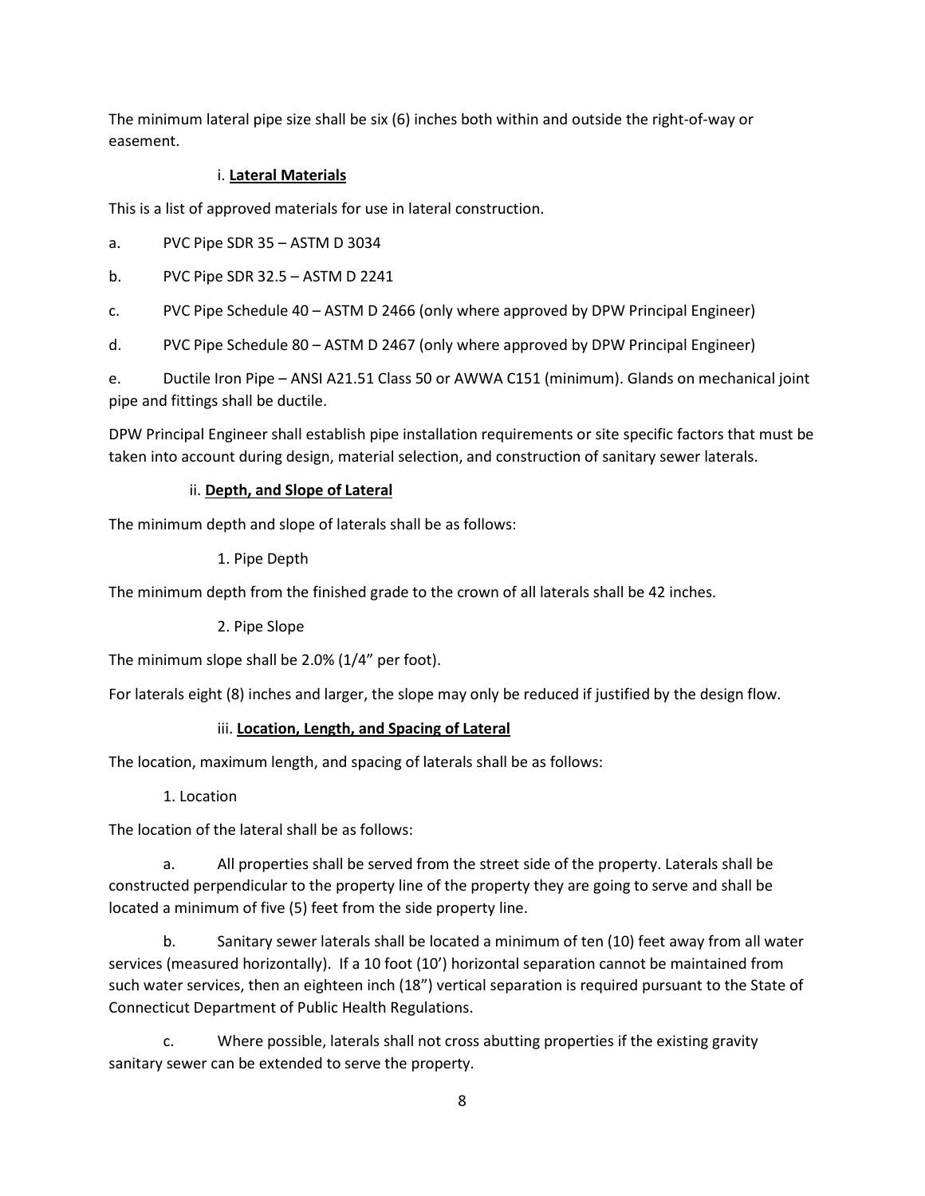The minimum lateral pipe size shall be six (6) inches both within and outside the right-of-way or easement.

### i. **Lateral Materials**

This is a list of approved materials for use in lateral construction.

a. PVC Pipe SDR 35 – ASTM D 3034

b. PVC Pipe SDR 32.5 – ASTM D 2241

c. PVC Pipe Schedule 40 – ASTM D 2466 (only where approved by DPW Principal Engineer)

d. PVC Pipe Schedule 80 – ASTM D 2467 (only where approved by DPW Principal Engineer)

e. Ductile Iron Pipe – ANSI A21.51 Class 50 or AWWA C151 (minimum). Glands on mechanical joint pipe and fittings shall be ductile.

DPW Principal Engineer shall establish pipe installation requirements or site specific factors that must be taken into account during design, material selection, and construction of sanitary sewer laterals.

### ii. **Depth, and Slope of Lateral**

The minimum depth and slope of laterals shall be as follows:

1. Pipe Depth

The minimum depth from the finished grade to the crown of all laterals shall be 42 inches.

2. Pipe Slope

The minimum slope shall be 2.0% (1/4" per foot).

For laterals eight (8) inches and larger, the slope may only be reduced if justified by the design flow.

### iii. **Location, Length, and Spacing of Lateral**

The location, maximum length, and spacing of laterals shall be as follows:

1. Location

The location of the lateral shall be as follows:

a. All properties shall be served from the street side of the property. Laterals shall be constructed perpendicular to the property line of the property they are going to serve and shall be located a minimum of five (5) feet from the side property line.

b. Sanitary sewer laterals shall be located a minimum of ten (10) feet away from all water services (measured horizontally). If a 10 foot (10') horizontal separation cannot be maintained from such water services, then an eighteen inch (18") vertical separation is required pursuant to the State of Connecticut Department of Public Health Regulations.

c. Where possible, laterals shall not cross abutting properties if the existing gravity sanitary sewer can be extended to serve the property.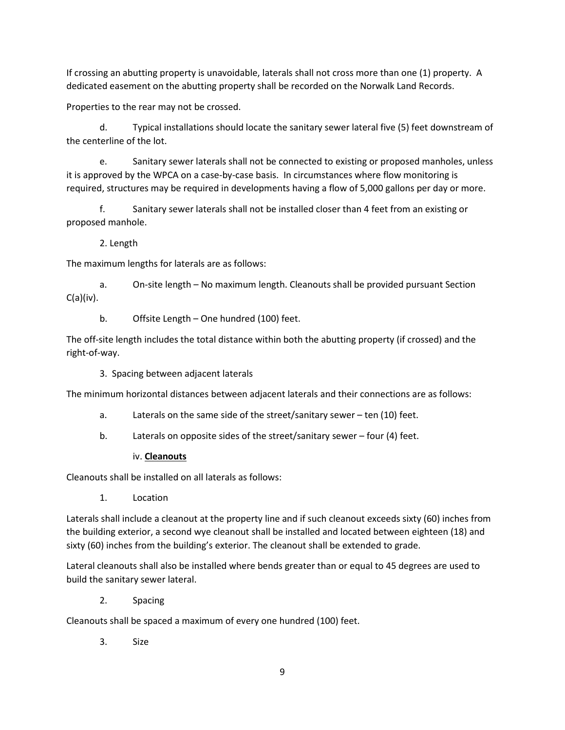If crossing an abutting property is unavoidable, laterals shall not cross more than one (1) property. A dedicated easement on the abutting property shall be recorded on the Norwalk Land Records.

Properties to the rear may not be crossed.

d. Typical installations should locate the sanitary sewer lateral five (5) feet downstream of the centerline of the lot.

e. Sanitary sewer laterals shall not be connected to existing or proposed manholes, unless it is approved by the WPCA on a case-by-case basis. In circumstances where flow monitoring is required, structures may be required in developments having a flow of 5,000 gallons per day or more.

f. Sanitary sewer laterals shall not be installed closer than 4 feet from an existing or proposed manhole.

2. Length

The maximum lengths for laterals are as follows:

a. On-site length – No maximum length. Cleanouts shall be provided pursuant Section C(a)(iv).

b. Offsite Length – One hundred (100) feet.

The off-site length includes the total distance within both the abutting property (if crossed) and the right-of-way.

3. Spacing between adjacent laterals

The minimum horizontal distances between adjacent laterals and their connections are as follows:

a. Laterals on the same side of the street/sanitary sewer – ten (10) feet.

b. Laterals on opposite sides of the street/sanitary sewer – four (4) feet.

iv. **Cleanouts**

Cleanouts shall be installed on all laterals as follows:

1. Location

Laterals shall include a cleanout at the property line and if such cleanout exceeds sixty (60) inches from the building exterior, a second wye cleanout shall be installed and located between eighteen (18) and sixty (60) inches from the building's exterior. The cleanout shall be extended to grade.

Lateral cleanouts shall also be installed where bends greater than or equal to 45 degrees are used to build the sanitary sewer lateral.

2. Spacing

Cleanouts shall be spaced a maximum of every one hundred (100) feet.

3. Size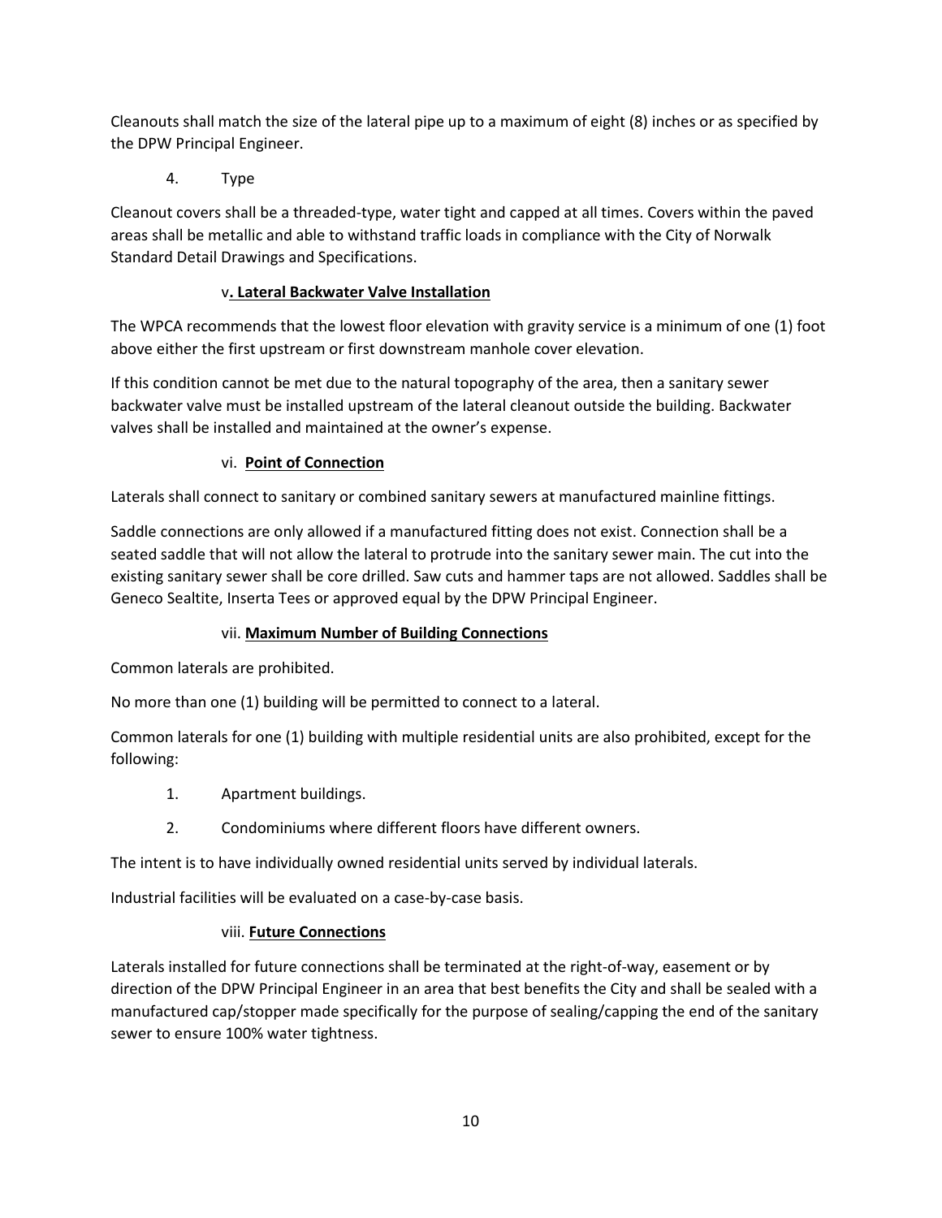Cleanouts shall match the size of the lateral pipe up to a maximum of eight (8) inches or as specified by the DPW Principal Engineer.

4. Type

Cleanout covers shall be a threaded-type, water tight and capped at all times. Covers within the paved areas shall be metallic and able to withstand traffic loads in compliance with the City of Norwalk Standard Detail Drawings and Specifications.

### v. **Lateral Backwater Valve Installation**

The WPCA recommends that the lowest floor elevation with gravity service is a minimum of one (1) foot above either the first upstream or first downstream manhole cover elevation.

If this condition cannot be met due to the natural topography of the area, then a sanitary sewer backwater valve must be installed upstream of the lateral cleanout outside the building. Backwater valves shall be installed and maintained at the owner's expense.

### vi. **Point of Connection**

Laterals shall connect to sanitary or combined sanitary sewers at manufactured mainline fittings.

Saddle connections are only allowed if a manufactured fitting does not exist. Connection shall be a seated saddle that will not allow the lateral to protrude into the sanitary sewer main. The cut into the existing sanitary sewer shall be core drilled. Saw cuts and hammer taps are not allowed. Saddles shall be Geneco Sealtite, Inserta Tees or approved equal by the DPW Principal Engineer.

### vii. **Maximum Number of Building Connections**

Common laterals are prohibited.

No more than one (1) building will be permitted to connect to a lateral.

Common laterals for one (1) building with multiple residential units are also prohibited, except for the following:

1. Apartment buildings.
2. Condominiums where different floors have different owners.

The intent is to have individually owned residential units served by individual laterals.

Industrial facilities will be evaluated on a case-by-case basis.

### viii. **Future Connections**

Laterals installed for future connections shall be terminated at the right-of-way, easement or by direction of the DPW Principal Engineer in an area that best benefits the City and shall be sealed with a manufactured cap/stopper made specifically for the purpose of sealing/capping the end of the sanitary sewer to ensure 100% water tightness.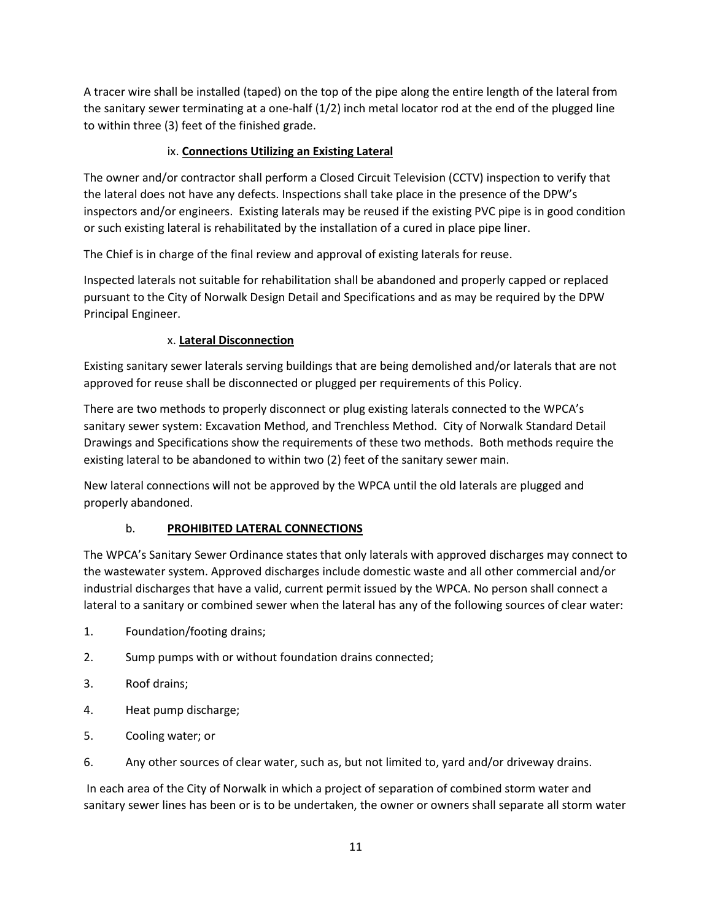A tracer wire shall be installed (taped) on the top of the pipe along the entire length of the lateral from the sanitary sewer terminating at a one-half (1/2) inch metal locator rod at the end of the plugged line to within three (3) feet of the finished grade.

#### ix. **Connections Utilizing an Existing Lateral**

The owner and/or contractor shall perform a Closed Circuit Television (CCTV) inspection to verify that the lateral does not have any defects. Inspections shall take place in the presence of the DPW's inspectors and/or engineers. Existing laterals may be reused if the existing PVC pipe is in good condition or such existing lateral is rehabilitated by the installation of a cured in place pipe liner.

The Chief is in charge of the final review and approval of existing laterals for reuse.

Inspected laterals not suitable for rehabilitation shall be abandoned and properly capped or replaced pursuant to the City of Norwalk Design Detail and Specifications and as may be required by the DPW Principal Engineer.

#### x. **Lateral Disconnection**

Existing sanitary sewer laterals serving buildings that are being demolished and/or laterals that are not approved for reuse shall be disconnected or plugged per requirements of this Policy.

There are two methods to properly disconnect or plug existing laterals connected to the WPCA's sanitary sewer system: Excavation Method, and Trenchless Method. City of Norwalk Standard Detail Drawings and Specifications show the requirements of these two methods. Both methods require the existing lateral to be abandoned to within two (2) feet of the sanitary sewer main.

New lateral connections will not be approved by the WPCA until the old laterals are plugged and properly abandoned.

### b. **PROHIBITED LATERAL CONNECTIONS**

The WPCA's Sanitary Sewer Ordinance states that only laterals with approved discharges may connect to the wastewater system. Approved discharges include domestic waste and all other commercial and/or industrial discharges that have a valid, current permit issued by the WPCA. No person shall connect a lateral to a sanitary or combined sewer when the lateral has any of the following sources of clear water:

1. Foundation/footing drains;
2. Sump pumps with or without foundation drains connected;
3. Roof drains;
4. Heat pump discharge;
5. Cooling water; or
6. Any other sources of clear water, such as, but not limited to, yard and/or driveway drains.

In each area of the City of Norwalk in which a project of separation of combined storm water and sanitary sewer lines has been or is to be undertaken, the owner or owners shall separate all storm water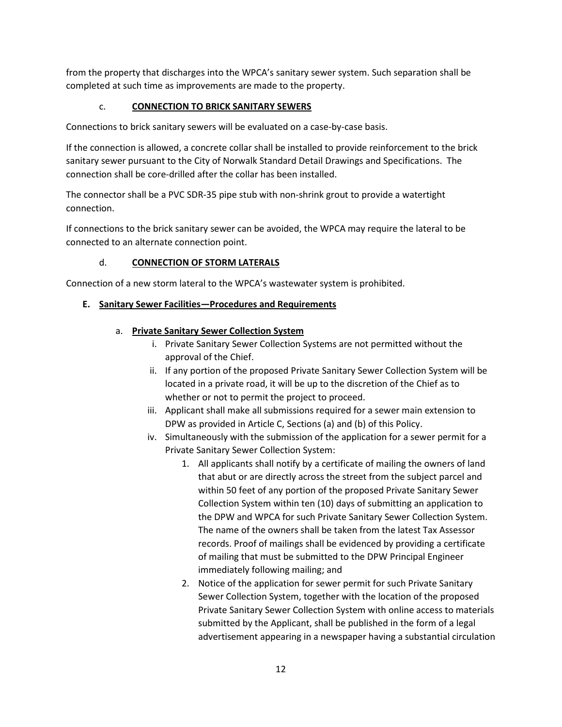from the property that discharges into the WPCA's sanitary sewer system. Such separation shall be completed at such time as improvements are made to the property.

c. **CONNECTION TO BRICK SANITARY SEWERS**

Connections to brick sanitary sewers will be evaluated on a case-by-case basis.

If the connection is allowed, a concrete collar shall be installed to provide reinforcement to the brick sanitary sewer pursuant to the City of Norwalk Standard Detail Drawings and Specifications. The connection shall be core-drilled after the collar has been installed.

The connector shall be a PVC SDR-35 pipe stub with non-shrink grout to provide a watertight connection.

If connections to the brick sanitary sewer can be avoided, the WPCA may require the lateral to be connected to an alternate connection point.

d. **CONNECTION OF STORM LATERALS**

Connection of a new storm lateral to the WPCA's wastewater system is prohibited.

**E. Sanitary Sewer Facilities—Procedures and Requirements**

a. **Private Sanitary Sewer Collection System**

i. Private Sanitary Sewer Collection Systems are not permitted without the approval of the Chief.

ii. If any portion of the proposed Private Sanitary Sewer Collection System will be located in a private road, it will be up to the discretion of the Chief as to whether or not to permit the project to proceed.

iii. Applicant shall make all submissions required for a sewer main extension to DPW as provided in Article C, Sections (a) and (b) of this Policy.

iv. Simultaneously with the submission of the application for a sewer permit for a Private Sanitary Sewer Collection System:

1. All applicants shall notify by a certificate of mailing the owners of land that abut or are directly across the street from the subject parcel and within 50 feet of any portion of the proposed Private Sanitary Sewer Collection System within ten (10) days of submitting an application to the DPW and WPCA for such Private Sanitary Sewer Collection System. The name of the owners shall be taken from the latest Tax Assessor records. Proof of mailings shall be evidenced by providing a certificate of mailing that must be submitted to the DPW Principal Engineer immediately following mailing; and

2. Notice of the application for sewer permit for such Private Sanitary Sewer Collection System, together with the location of the proposed Private Sanitary Sewer Collection System with online access to materials submitted by the Applicant, shall be published in the form of a legal advertisement appearing in a newspaper having a substantial circulation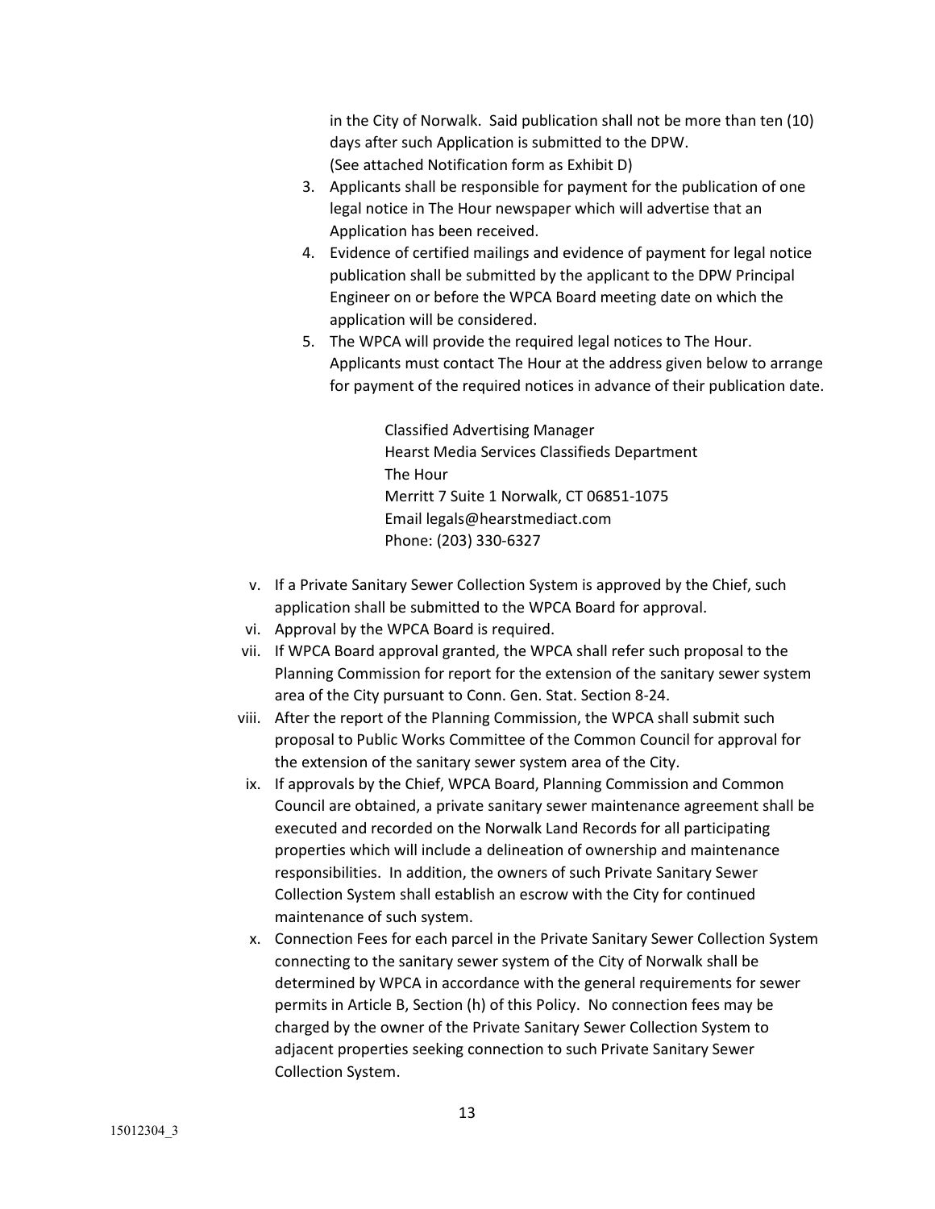in the City of Norwalk. Said publication shall not be more than ten (10) days after such Application is submitted to the DPW. (See attached Notification form as Exhibit D)

3. Applicants shall be responsible for payment for the publication of one legal notice in The Hour newspaper which will advertise that an Application has been received.
4. Evidence of certified mailings and evidence of payment for legal notice publication shall be submitted by the applicant to the DPW Principal Engineer on or before the WPCA Board meeting date on which the application will be considered.
5. The WPCA will provide the required legal notices to The Hour. Applicants must contact The Hour at the address given below to arrange for payment of the required notices in advance of their publication date.

   Classified Advertising Manager
   Hearst Media Services Classifieds Department
   The Hour
   Merritt 7 Suite 1 Norwalk, CT 06851-1075
   Email legals@hearstmediact.com
   Phone: (203) 330-6327

v. If a Private Sanitary Sewer Collection System is approved by the Chief, such application shall be submitted to the WPCA Board for approval.

vi. Approval by the WPCA Board is required.

vii. If WPCA Board approval granted, the WPCA shall refer such proposal to the Planning Commission for report for the extension of the sanitary sewer system area of the City pursuant to Conn. Gen. Stat. Section 8-24.

viii. After the report of the Planning Commission, the WPCA shall submit such proposal to Public Works Committee of the Common Council for approval for the extension of the sanitary sewer system area of the City.

ix. If approvals by the Chief, WPCA Board, Planning Commission and Common Council are obtained, a private sanitary sewer maintenance agreement shall be executed and recorded on the Norwalk Land Records for all participating properties which will include a delineation of ownership and maintenance responsibilities. In addition, the owners of such Private Sanitary Sewer Collection System shall establish an escrow with the City for continued maintenance of such system.

x. Connection Fees for each parcel in the Private Sanitary Sewer Collection System connecting to the sanitary sewer system of the City of Norwalk shall be determined by WPCA in accordance with the general requirements for sewer permits in Article B, Section (h) of this Policy. No connection fees may be charged by the owner of the Private Sanitary Sewer Collection System to adjacent properties seeking connection to such Private Sanitary Sewer Collection System.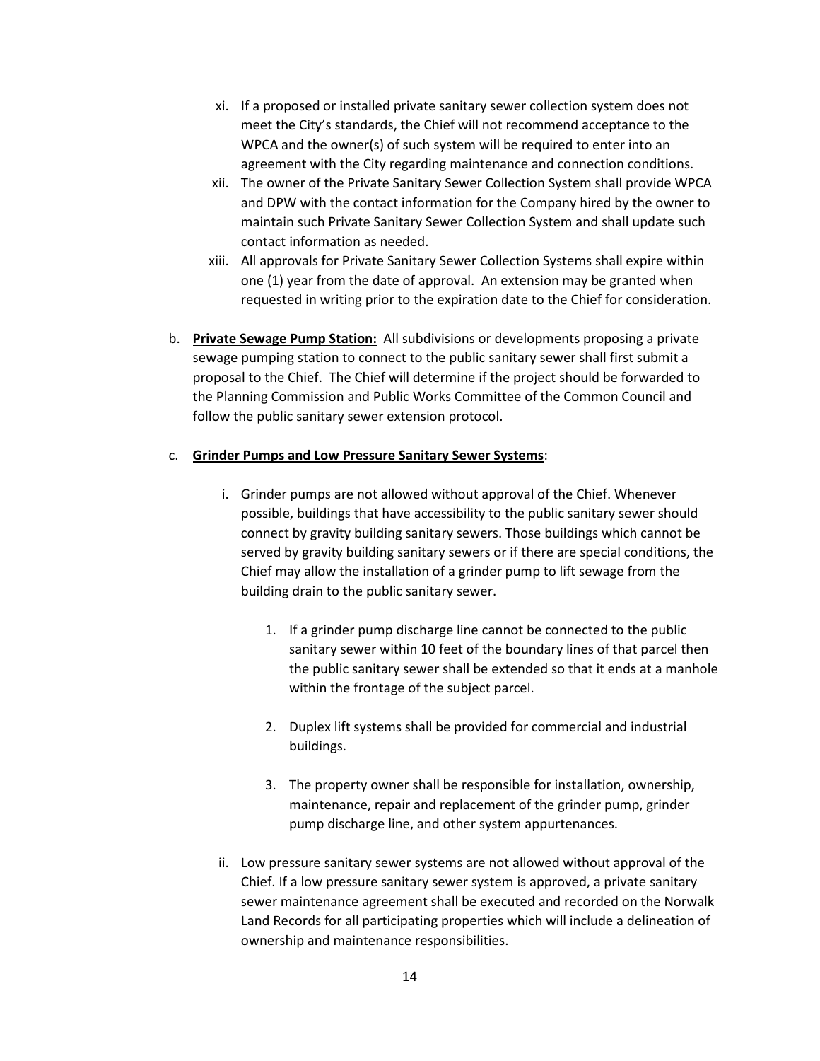xi. If a proposed or installed private sanitary sewer collection system does not meet the City's standards, the Chief will not recommend acceptance to the WPCA and the owner(s) of such system will be required to enter into an agreement with the City regarding maintenance and connection conditions.

xii. The owner of the Private Sanitary Sewer Collection System shall provide WPCA and DPW with the contact information for the Company hired by the owner to maintain such Private Sanitary Sewer Collection System and shall update such contact information as needed.

xiii. All approvals for Private Sanitary Sewer Collection Systems shall expire within one (1) year from the date of approval. An extension may be granted when requested in writing prior to the expiration date to the Chief for consideration.

b. **<u>Private Sewage Pump Station:</u>** All subdivisions or developments proposing a private sewage pumping station to connect to the public sanitary sewer shall first submit a proposal to the Chief. The Chief will determine if the project should be forwarded to the Planning Commission and Public Works Committee of the Common Council and follow the public sanitary sewer extension protocol.

c. **<u>Grinder Pumps and Low Pressure Sanitary Sewer Systems</u>**:

i. Grinder pumps are not allowed without approval of the Chief. Whenever possible, buildings that have accessibility to the public sanitary sewer should connect by gravity building sanitary sewers. Those buildings which cannot be served by gravity building sanitary sewers or if there are special conditions, the Chief may allow the installation of a grinder pump to lift sewage from the building drain to the public sanitary sewer.

1. If a grinder pump discharge line cannot be connected to the public sanitary sewer within 10 feet of the boundary lines of that parcel then the public sanitary sewer shall be extended so that it ends at a manhole within the frontage of the subject parcel.

2. Duplex lift systems shall be provided for commercial and industrial buildings.

3. The property owner shall be responsible for installation, ownership, maintenance, repair and replacement of the grinder pump, grinder pump discharge line, and other system appurtenances.

ii. Low pressure sanitary sewer systems are not allowed without approval of the Chief. If a low pressure sanitary sewer system is approved, a private sanitary sewer maintenance agreement shall be executed and recorded on the Norwalk Land Records for all participating properties which will include a delineation of ownership and maintenance responsibilities.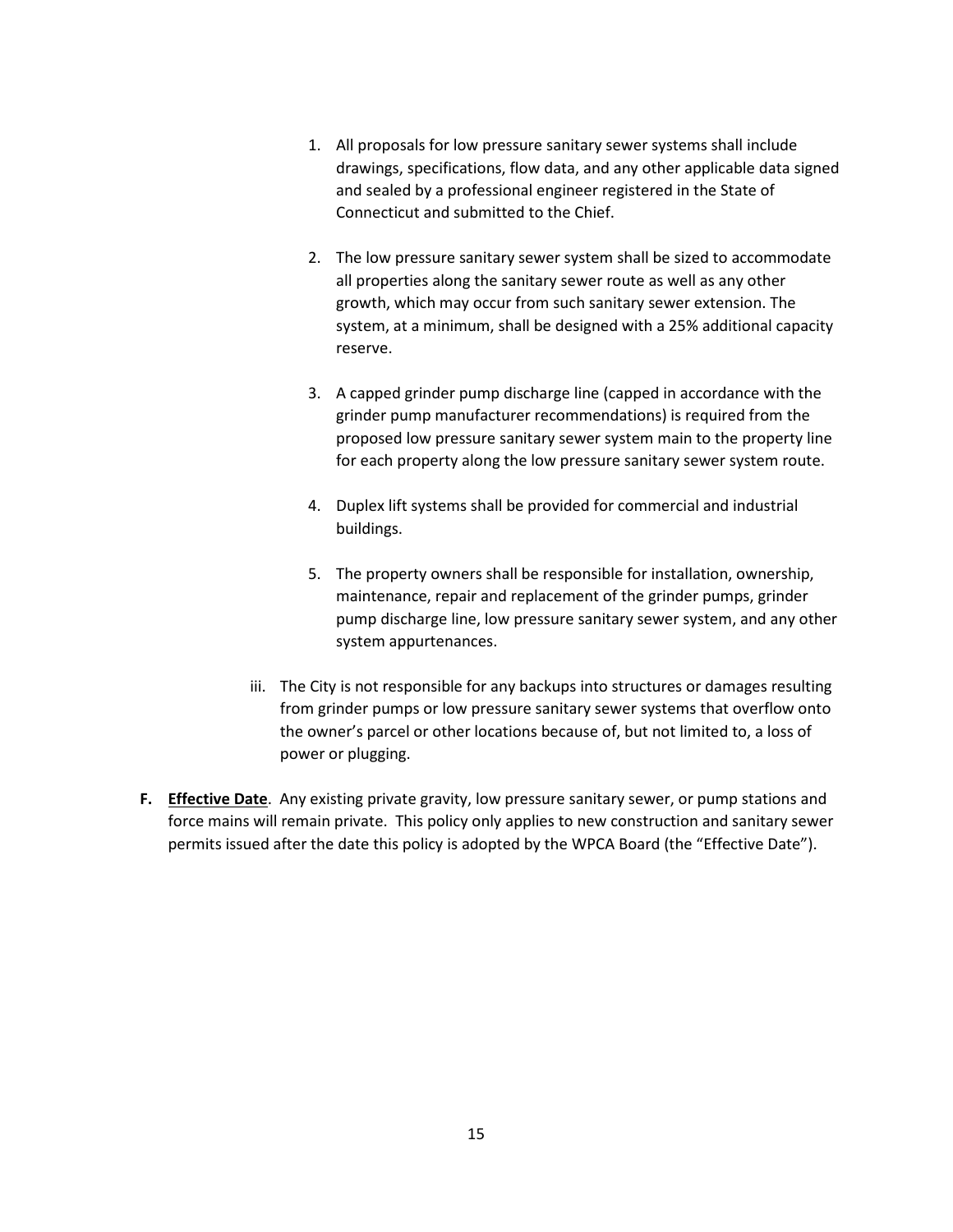1. All proposals for low pressure sanitary sewer systems shall include drawings, specifications, flow data, and any other applicable data signed and sealed by a professional engineer registered in the State of Connecticut and submitted to the Chief.

2. The low pressure sanitary sewer system shall be sized to accommodate all properties along the sanitary sewer route as well as any other growth, which may occur from such sanitary sewer extension. The system, at a minimum, shall be designed with a 25% additional capacity reserve.

3. A capped grinder pump discharge line (capped in accordance with the grinder pump manufacturer recommendations) is required from the proposed low pressure sanitary sewer system main to the property line for each property along the low pressure sanitary sewer system route.

4. Duplex lift systems shall be provided for commercial and industrial buildings.

5. The property owners shall be responsible for installation, ownership, maintenance, repair and replacement of the grinder pumps, grinder pump discharge line, low pressure sanitary sewer system, and any other system appurtenances.

iii. The City is not responsible for any backups into structures or damages resulting from grinder pumps or low pressure sanitary sewer systems that overflow onto the owner's parcel or other locations because of, but not limited to, a loss of power or plugging.

**F. Effective Date**. Any existing private gravity, low pressure sanitary sewer, or pump stations and force mains will remain private. This policy only applies to new construction and sanitary sewer permits issued after the date this policy is adopted by the WPCA Board (the "Effective Date").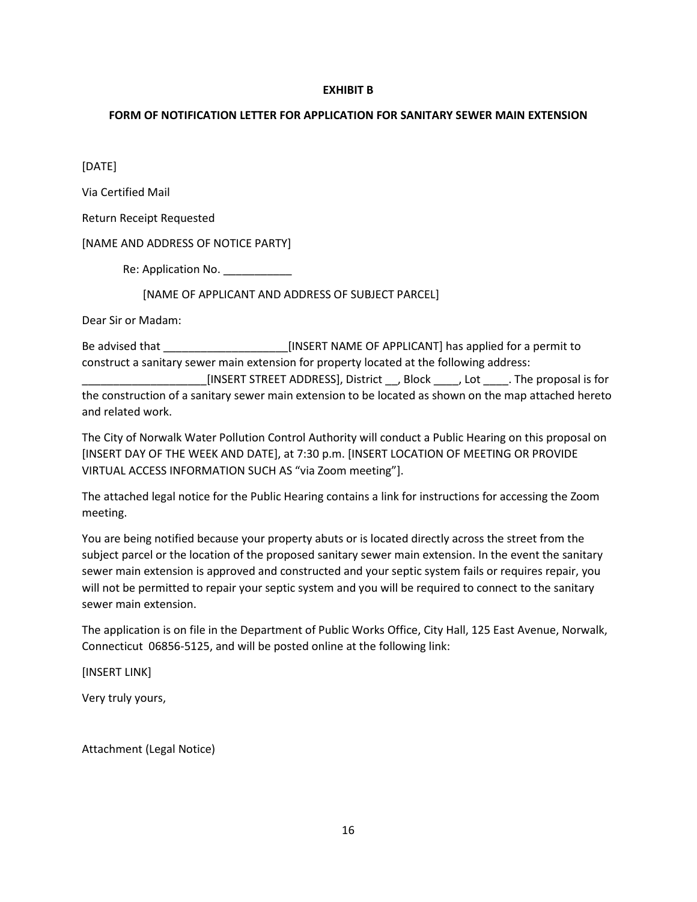**EXHIBIT B**

**FORM OF NOTIFICATION LETTER FOR APPLICATION FOR SANITARY SEWER MAIN EXTENSION**

[DATE]

Via Certified Mail

Return Receipt Requested

[NAME AND ADDRESS OF NOTICE PARTY]

Re: Application No. ___________

[NAME OF APPLICANT AND ADDRESS OF SUBJECT PARCEL]

Dear Sir or Madam:

Be advised that ____________________[INSERT NAME OF APPLICANT] has applied for a permit to construct a sanitary sewer main extension for property located at the following address: ____________________[INSERT STREET ADDRESS], District __, Block ____, Lot ____. The proposal is for the construction of a sanitary sewer main extension to be located as shown on the map attached hereto and related work.

The City of Norwalk Water Pollution Control Authority will conduct a Public Hearing on this proposal on [INSERT DAY OF THE WEEK AND DATE], at 7:30 p.m. [INSERT LOCATION OF MEETING OR PROVIDE VIRTUAL ACCESS INFORMATION SUCH AS "via Zoom meeting"].

The attached legal notice for the Public Hearing contains a link for instructions for accessing the Zoom meeting.

You are being notified because your property abuts or is located directly across the street from the subject parcel or the location of the proposed sanitary sewer main extension. In the event the sanitary sewer main extension is approved and constructed and your septic system fails or requires repair, you will not be permitted to repair your septic system and you will be required to connect to the sanitary sewer main extension.

The application is on file in the Department of Public Works Office, City Hall, 125 East Avenue, Norwalk, Connecticut 06856-5125, and will be posted online at the following link:

[INSERT LINK]

Very truly yours,

Attachment (Legal Notice)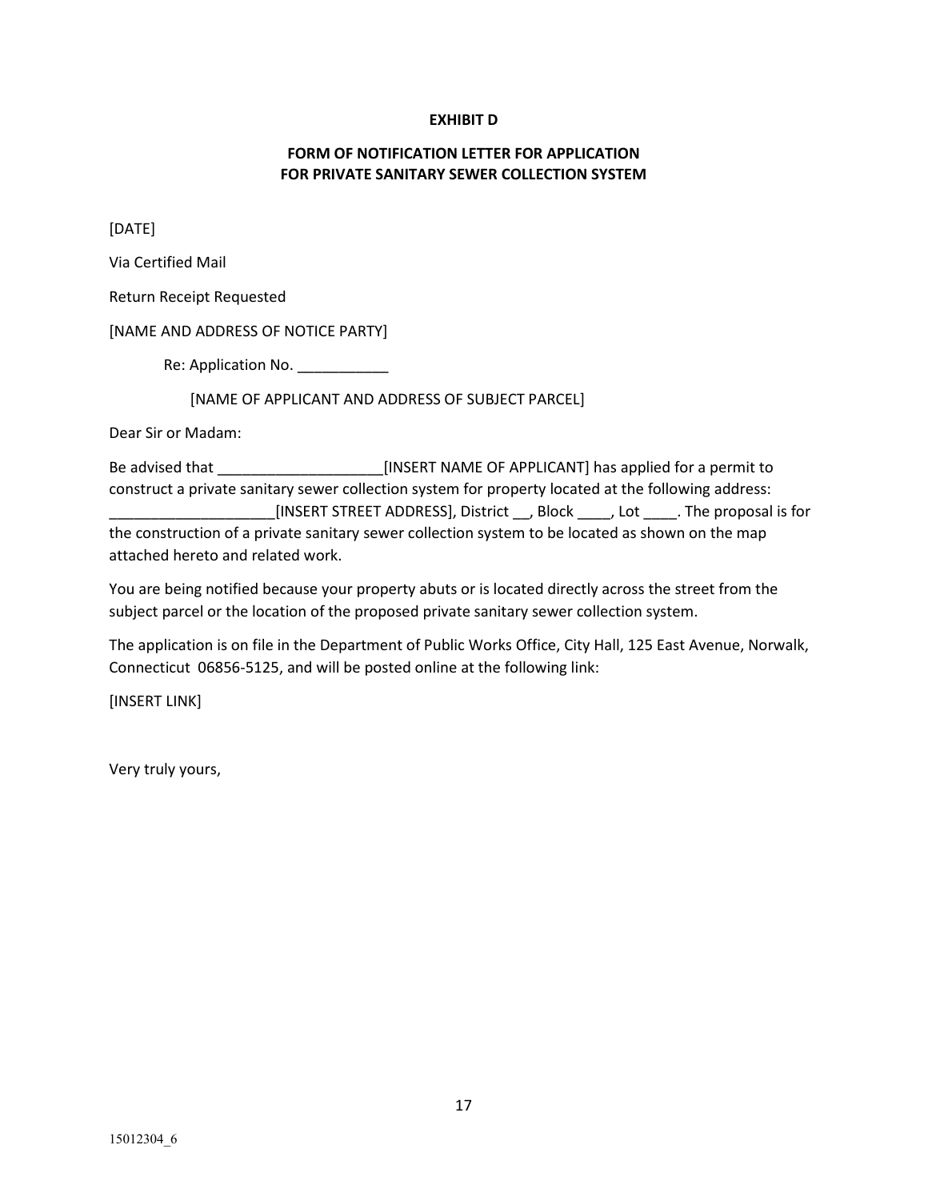**EXHIBIT D**

**FORM OF NOTIFICATION LETTER FOR APPLICATION FOR PRIVATE SANITARY SEWER COLLECTION SYSTEM**

[DATE]

Via Certified Mail

Return Receipt Requested

[NAME AND ADDRESS OF NOTICE PARTY]

Re: Application No. ___________

[NAME OF APPLICANT AND ADDRESS OF SUBJECT PARCEL]

Dear Sir or Madam:

Be advised that ____________________[INSERT NAME OF APPLICANT] has applied for a permit to construct a private sanitary sewer collection system for property located at the following address: ____________________[INSERT STREET ADDRESS], District __, Block ____, Lot ____. The proposal is for the construction of a private sanitary sewer collection system to be located as shown on the map attached hereto and related work.

You are being notified because your property abuts or is located directly across the street from the subject parcel or the location of the proposed private sanitary sewer collection system.

The application is on file in the Department of Public Works Office, City Hall, 125 East Avenue, Norwalk, Connecticut 06856-5125, and will be posted online at the following link:

[INSERT LINK]

Very truly yours,

15012304_6